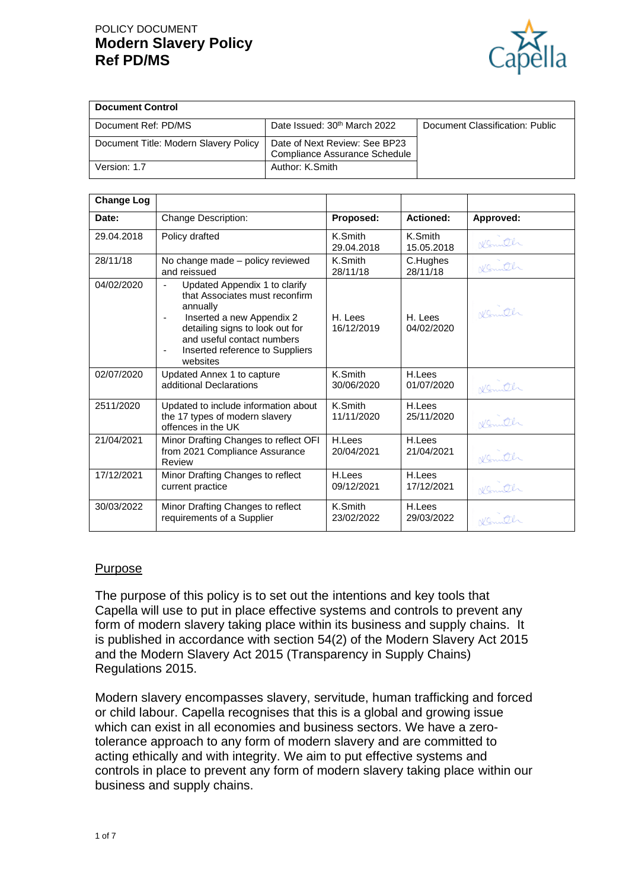POLICY DOCUMENT

# Modern Slavery Policy
# Ref PD/MS

| Document Control | | |
|---|---|---|
| Document Ref: PD/MS | Date Issued: 30th March 2022 | Document Classification: Public |
| Document Title: Modern Slavery Policy | Date of Next Review: See BP23 Compliance Assurance Schedule | |
| Version: 1.7 | Author: K.Smith | |

| Change Log | | | | |
|---|---|---|---|---|
| **Date:** | Change Description: | **Proposed:** | **Actioned:** | **Approved:** |
| 29.04.2018 | Policy drafted | K.Smith 29.04.2018 | K.Smith 15.05.2018 | KSmith |
| 28/11/18 | No change made – policy reviewed and reissued | K.Smith 28/11/18 | C.Hughes 28/11/18 | KSmith |
| 04/02/2020 | - Updated Appendix 1 to clarify that Associates must reconfirm annually<br>- Inserted a new Appendix 2 detailing signs to look out for and useful contact numbers<br>- Inserted reference to Suppliers websites | H. Lees 16/12/2019 | H. Lees 04/02/2020 | KSmith |
| 02/07/2020 | Updated Annex 1 to capture additional Declarations | K.Smith 30/06/2020 | H.Lees 01/07/2020 | KSmith |
| 2511/2020 | Updated to include information about the 17 types of modern slavery offences in the UK | K.Smith 11/11/2020 | H.Lees 25/11/2020 | KSmith |
| 21/04/2021 | Minor Drafting Changes to reflect OFI from 2021 Compliance Assurance Review | H.Lees 20/04/2021 | H.Lees 21/04/2021 | KSmith |
| 17/12/2021 | Minor Drafting Changes to reflect current practice | H.Lees 09/12/2021 | H.Lees 17/12/2021 | KSmith |
| 30/03/2022 | Minor Drafting Changes to reflect requirements of a Supplier | K.Smith 23/02/2022 | H.Lees 29/03/2022 | KSmith |

## Purpose

The purpose of this policy is to set out the intentions and key tools that Capella will use to put in place effective systems and controls to prevent any form of modern slavery taking place within its business and supply chains. It is published in accordance with section 54(2) of the Modern Slavery Act 2015 and the Modern Slavery Act 2015 (Transparency in Supply Chains) Regulations 2015.

Modern slavery encompasses slavery, servitude, human trafficking and forced or child labour. Capella recognises that this is a global and growing issue which can exist in all economies and business sectors. We have a zero-tolerance approach to any form of modern slavery and are committed to acting ethically and with integrity. We aim to put effective systems and controls in place to prevent any form of modern slavery taking place within our business and supply chains.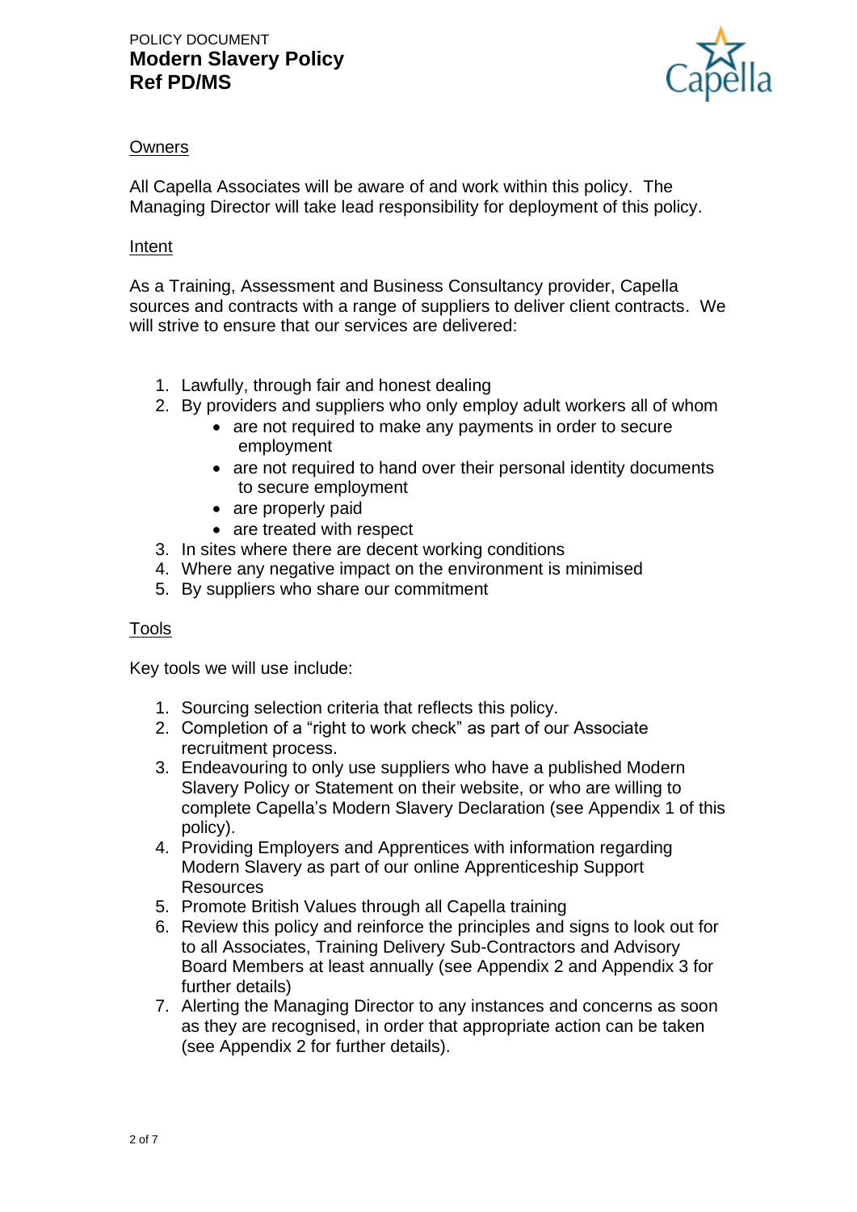POLICY DOCUMENT
**Modern Slavery Policy**
**Ref PD/MS**

## Owners

All Capella Associates will be aware of and work within this policy. The Managing Director will take lead responsibility for deployment of this policy.

## Intent

As a Training, Assessment and Business Consultancy provider, Capella sources and contracts with a range of suppliers to deliver client contracts. We will strive to ensure that our services are delivered:

1. Lawfully, through fair and honest dealing
2. By providers and suppliers who only employ adult workers all of whom
   - are not required to make any payments in order to secure employment
   - are not required to hand over their personal identity documents to secure employment
   - are properly paid
   - are treated with respect
3. In sites where there are decent working conditions
4. Where any negative impact on the environment is minimised
5. By suppliers who share our commitment

## Tools

Key tools we will use include:

1. Sourcing selection criteria that reflects this policy.
2. Completion of a "right to work check" as part of our Associate recruitment process.
3. Endeavouring to only use suppliers who have a published Modern Slavery Policy or Statement on their website, or who are willing to complete Capella's Modern Slavery Declaration (see Appendix 1 of this policy).
4. Providing Employers and Apprentices with information regarding Modern Slavery as part of our online Apprenticeship Support Resources
5. Promote British Values through all Capella training
6. Review this policy and reinforce the principles and signs to look out for to all Associates, Training Delivery Sub-Contractors and Advisory Board Members at least annually (see Appendix 2 and Appendix 3 for further details)
7. Alerting the Managing Director to any instances and concerns as soon as they are recognised, in order that appropriate action can be taken (see Appendix 2 for further details).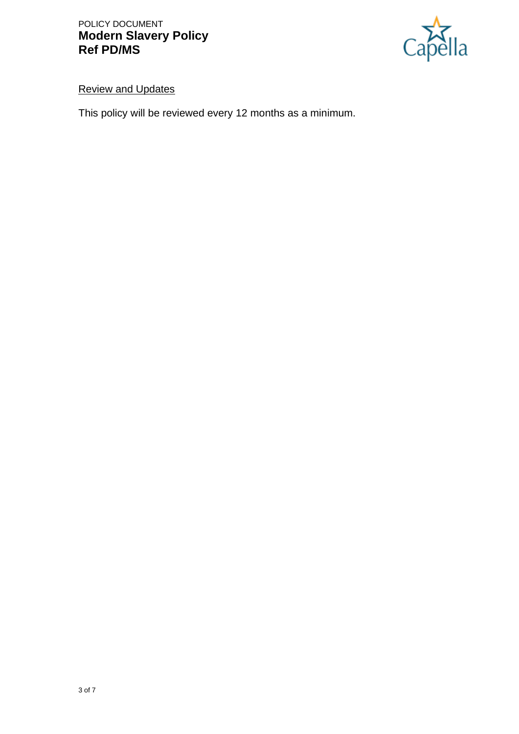## Review and Updates

This policy will be reviewed every 12 months as a minimum.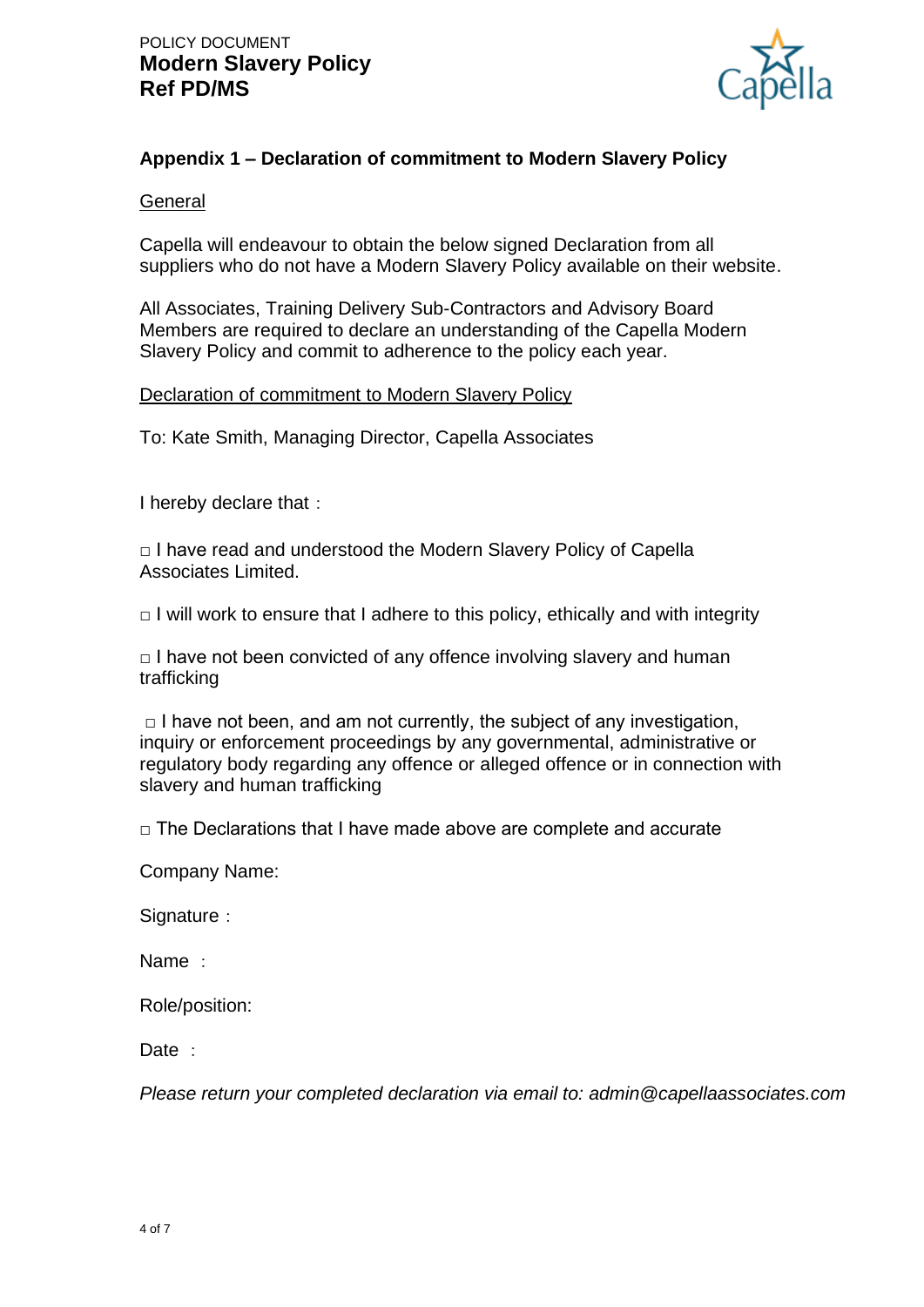## Appendix 1 – Declaration of commitment to Modern Slavery Policy

General

Capella will endeavour to obtain the below signed Declaration from all suppliers who do not have a Modern Slavery Policy available on their website.

All Associates, Training Delivery Sub-Contractors and Advisory Board Members are required to declare an understanding of the Capella Modern Slavery Policy and commit to adherence to the policy each year.

Declaration of commitment to Modern Slavery Policy

To: Kate Smith, Managing Director, Capella Associates

I hereby declare that：

□ I have read and understood the Modern Slavery Policy of Capella Associates Limited.

□ I will work to ensure that I adhere to this policy, ethically and with integrity

□ I have not been convicted of any offence involving slavery and human trafficking

□ I have not been, and am not currently, the subject of any investigation, inquiry or enforcement proceedings by any governmental, administrative or regulatory body regarding any offence or alleged offence or in connection with slavery and human trafficking

□ The Declarations that I have made above are complete and accurate

Company Name:

Signature：

Name ：

Role/position:

Date ：

*Please return your completed declaration via email to: admin@capellaassociates.com*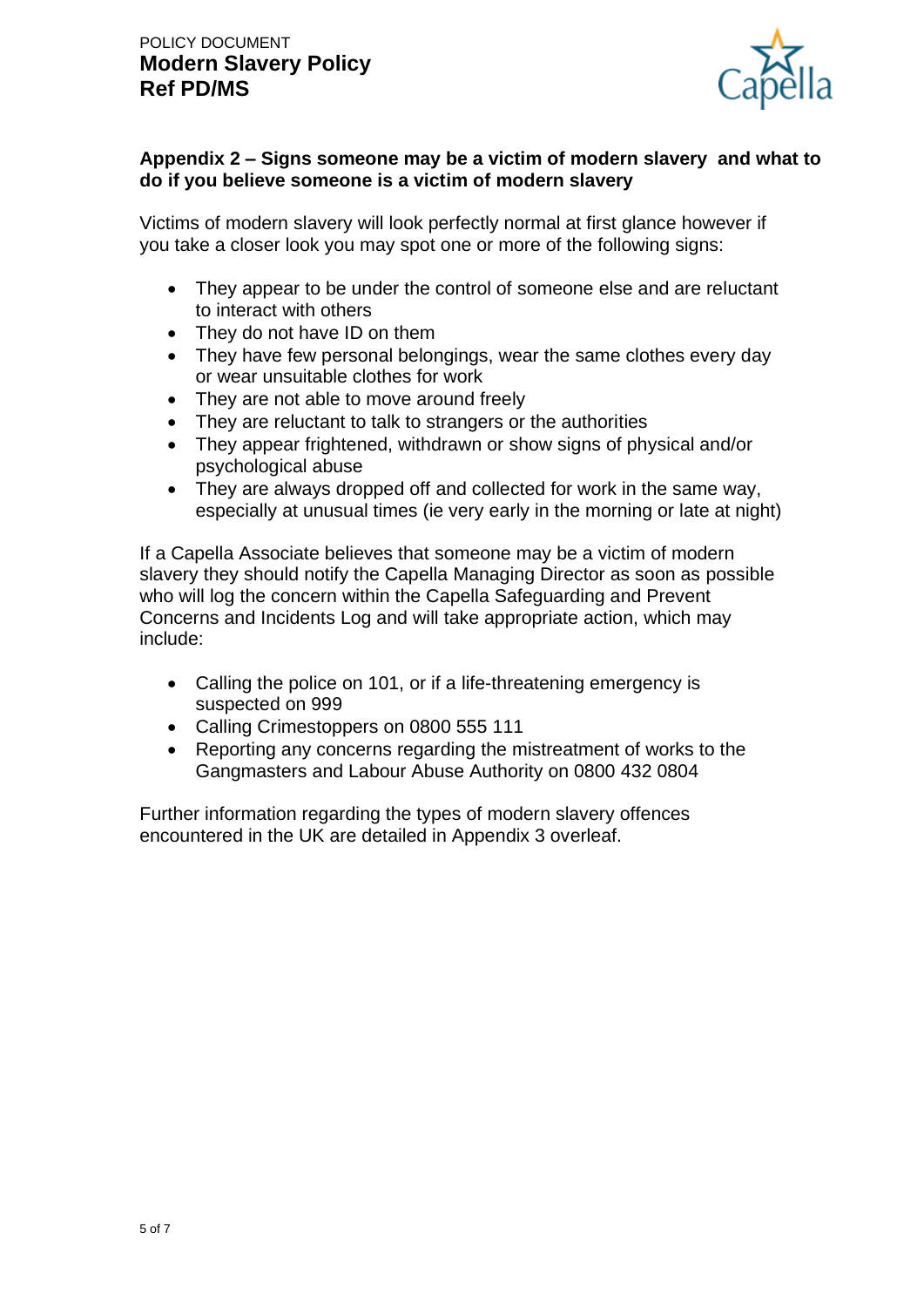## Appendix 2 – Signs someone may be a victim of modern slavery and what to do if you believe someone is a victim of modern slavery

Victims of modern slavery will look perfectly normal at first glance however if you take a closer look you may spot one or more of the following signs:

- They appear to be under the control of someone else and are reluctant to interact with others
- They do not have ID on them
- They have few personal belongings, wear the same clothes every day or wear unsuitable clothes for work
- They are not able to move around freely
- They are reluctant to talk to strangers or the authorities
- They appear frightened, withdrawn or show signs of physical and/or psychological abuse
- They are always dropped off and collected for work in the same way, especially at unusual times (ie very early in the morning or late at night)

If a Capella Associate believes that someone may be a victim of modern slavery they should notify the Capella Managing Director as soon as possible who will log the concern within the Capella Safeguarding and Prevent Concerns and Incidents Log and will take appropriate action, which may include:

- Calling the police on 101, or if a life-threatening emergency is suspected on 999
- Calling Crimestoppers on 0800 555 111
- Reporting any concerns regarding the mistreatment of works to the Gangmasters and Labour Abuse Authority on 0800 432 0804

Further information regarding the types of modern slavery offences encountered in the UK are detailed in Appendix 3 overleaf.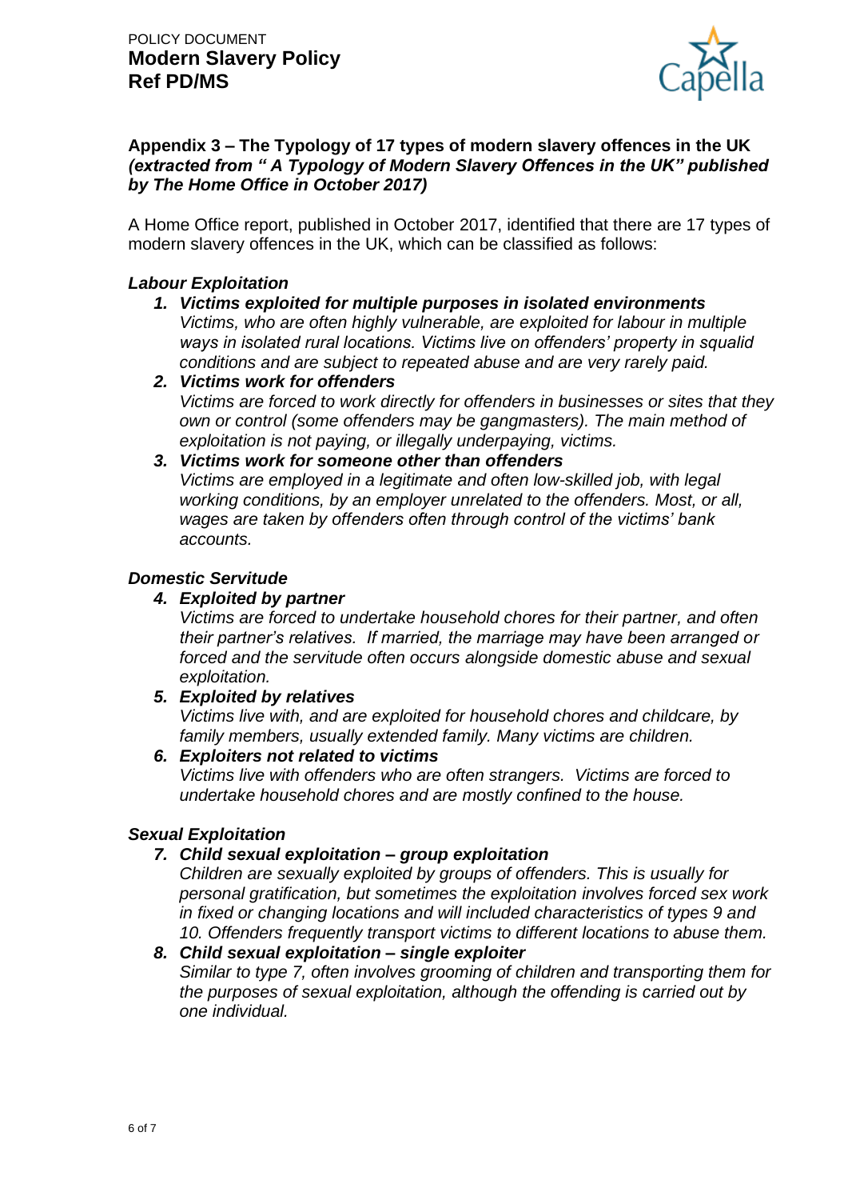## Appendix 3 – The Typology of 17 types of modern slavery offences in the UK *(extracted from " A Typology of Modern Slavery Offences in the UK" published by The Home Office in October 2017)*

A Home Office report, published in October 2017, identified that there are 17 types of modern slavery offences in the UK, which can be classified as follows:

### *Labour Exploitation*

1. ***Victims exploited for multiple purposes in isolated environments***
   *Victims, who are often highly vulnerable, are exploited for labour in multiple ways in isolated rural locations. Victims live on offenders' property in squalid conditions and are subject to repeated abuse and are very rarely paid.*
2. ***Victims work for offenders***
   *Victims are forced to work directly for offenders in businesses or sites that they own or control (some offenders may be gangmasters). The main method of exploitation is not paying, or illegally underpaying, victims.*
3. ***Victims work for someone other than offenders***
   *Victims are employed in a legitimate and often low-skilled job, with legal working conditions, by an employer unrelated to the offenders. Most, or all, wages are taken by offenders often through control of the victims' bank accounts.*

### *Domestic Servitude*

4. ***Exploited by partner***
   *Victims are forced to undertake household chores for their partner, and often their partner's relatives. If married, the marriage may have been arranged or forced and the servitude often occurs alongside domestic abuse and sexual exploitation.*
5. ***Exploited by relatives***
   *Victims live with, and are exploited for household chores and childcare, by family members, usually extended family. Many victims are children.*
6. ***Exploiters not related to victims***
   *Victims live with offenders who are often strangers. Victims are forced to undertake household chores and are mostly confined to the house.*

### *Sexual Exploitation*

7. ***Child sexual exploitation – group exploitation***
   *Children are sexually exploited by groups of offenders. This is usually for personal gratification, but sometimes the exploitation involves forced sex work in fixed or changing locations and will included characteristics of types 9 and 10. Offenders frequently transport victims to different locations to abuse them.*
8. ***Child sexual exploitation – single exploiter***
   *Similar to type 7, often involves grooming of children and transporting them for the purposes of sexual exploitation, although the offending is carried out by one individual.*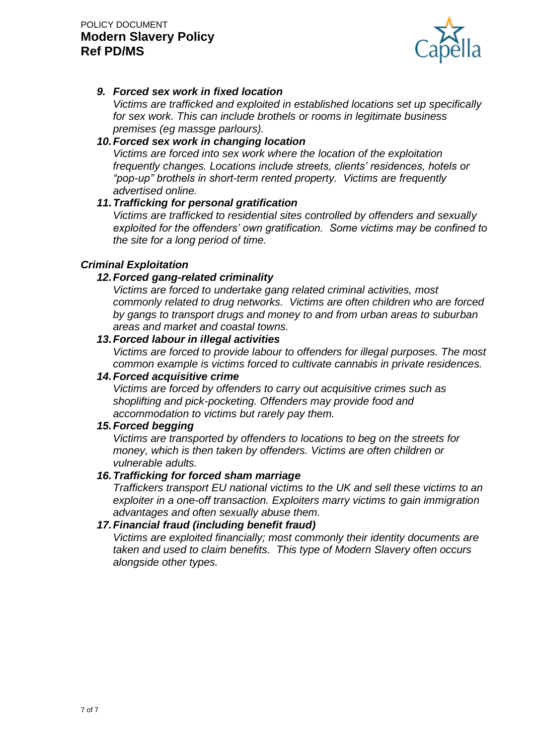9. ***Forced sex work in fixed location***
   *Victims are trafficked and exploited in established locations set up specifically for sex work. This can include brothels or rooms in legitimate business premises (eg massge parlours).*
10. ***Forced sex work in changing location***
    *Victims are forced into sex work where the location of the exploitation frequently changes. Locations include streets, clients' residences, hotels or "pop-up" brothels in short-term rented property. Victims are frequently advertised online.*
11. ***Trafficking for personal gratification***
    *Victims are trafficked to residential sites controlled by offenders and sexually exploited for the offenders' own gratification. Some victims may be confined to the site for a long period of time.*

***Criminal Exploitation***

12. ***Forced gang-related criminality***
    *Victims are forced to undertake gang related criminal activities, most commonly related to drug networks. Victims are often children who are forced by gangs to transport drugs and money to and from urban areas to suburban areas and market and coastal towns.*
13. ***Forced labour in illegal activities***
    *Victims are forced to provide labour to offenders for illegal purposes. The most common example is victims forced to cultivate cannabis in private residences.*
14. ***Forced acquisitive crime***
    *Victims are forced by offenders to carry out acquisitive crimes such as shoplifting and pick-pocketing. Offenders may provide food and accommodation to victims but rarely pay them.*
15. ***Forced begging***
    *Victims are transported by offenders to locations to beg on the streets for money, which is then taken by offenders. Victims are often children or vulnerable adults.*
16. ***Trafficking for forced sham marriage***
    *Traffickers transport EU national victims to the UK and sell these victims to an exploiter in a one-off transaction. Exploiters marry victims to gain immigration advantages and often sexually abuse them.*
17. ***Financial fraud (including benefit fraud)***
    *Victims are exploited financially; most commonly their identity documents are taken and used to claim benefits. This type of Modern Slavery often occurs alongside other types.*